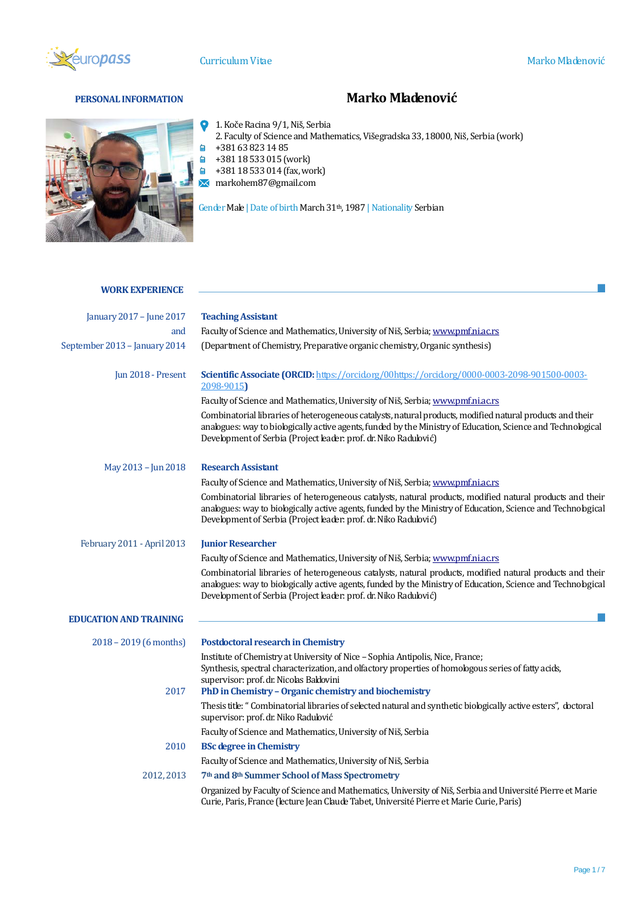# Marko Mladenović

## PERSONAL INFORMATION

1. Koče Racina 9/1, Niš, Serbia
2. Faculty of Science and Mathematics, Višegradska 33, 18000, Niš, Serbia (work)

+381 63 823 14 85
+381 18 533 015 (work)
+381 18 533 014 (fax, work)
markohem87@gmail.com

Gender Male | Date of birth March 31th, 1987 | Nationality Serbian

## WORK EXPERIENCE

**January 2017 – June 2017 and September 2013 – January 2014**

**Teaching Assistant**

Faculty of Science and Mathematics, University of Niš, Serbia; www.pmf.ni.ac.rs

(Department of Chemistry, Preparative organic chemistry, Organic synthesis)

**Jun 2018 - Present**

**Scientific Associate (ORCID:** https://orcid.org/00https://orcid.org/0000-0003-2098-901500-0003-2098-9015**)**

Faculty of Science and Mathematics, University of Niš, Serbia; www.pmf.ni.ac.rs

Combinatorial libraries of heterogeneous catalysts, natural products, modified natural products and their analogues: way to biologically active agents, funded by the Ministry of Education, Science and Technological Development of Serbia (Project leader: prof. dr. Niko Radulović)

**May 2013 – Jun 2018**

**Research Assistant**

Faculty of Science and Mathematics, University of Niš, Serbia; www.pmf.ni.ac.rs

Combinatorial libraries of heterogeneous catalysts, natural products, modified natural products and their analogues: way to biologically active agents, funded by the Ministry of Education, Science and Technological Development of Serbia (Project leader: prof. dr. Niko Radulović)

**February 2011 - April 2013**

**Junior Researcher**

Faculty of Science and Mathematics, University of Niš, Serbia; www.pmf.ni.ac.rs

Combinatorial libraries of heterogeneous catalysts, natural products, modified natural products and their analogues: way to biologically active agents, funded by the Ministry of Education, Science and Technological Development of Serbia (Project leader: prof. dr. Niko Radulović)

## EDUCATION AND TRAINING

**2018 – 2019 (6 months)**

**Postdoctoral research in Chemistry**

Institute of Chemistry at University of Nice – Sophia Antipolis, Nice, France;
Synthesis, spectral characterization, and olfactory properties of homologous series of fatty acids, supervisor: prof. dr. Nicolas Baldovini

**2017**

**PhD in Chemistry – Organic chemistry and biochemistry**

Thesis title: " Combinatorial libraries of selected natural and synthetic biologically active esters", doctoral supervisor: prof. dr. Niko Radulović

Faculty of Science and Mathematics, University of Niš, Serbia

**2010**

**BSc degree in Chemistry**

Faculty of Science and Mathematics, University of Niš, Serbia

**2012, 2013**

**7th and 8th Summer School of Mass Spectrometry**

Organized by Faculty of Science and Mathematics, University of Niš, Serbia and Université Pierre et Marie Curie, Paris, France (lecture Jean Claude Tabet, Université Pierre et Marie Curie, Paris)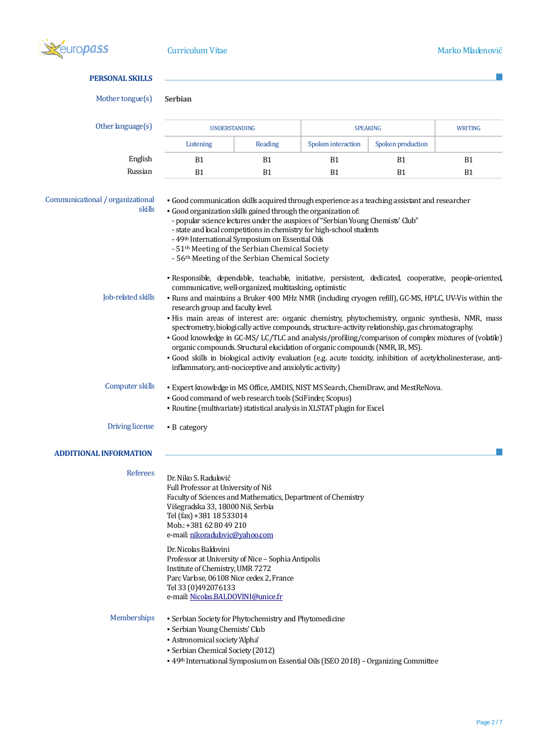## PERSONAL SKILLS

**Mother tongue(s)**: Serbian

**Other language(s)**

| | UNDERSTANDING | | SPEAKING | | WRITING |
|---|---|---|---|---|---|
| | Listening | Reading | Spoken interaction | Spoken production | |
| English | B1 | B1 | B1 | B1 | B1 |
| Russian | B1 | B1 | B1 | B1 | B1 |

**Communicational / organizational skills**

- Good communication skills acquired through experience as a teaching assistant and researcher
- Good organization skills gained through the organization of:
  - popular science lectures under the auspices of "Serbian Young Chemists' Club"
  - state and local competitions in chemistry for high-school students
  - 49th International Symposium on Essential Oils
  - 51th Meeting of the Serbian Chemical Society
  - 56th Meeting of the Serbian Chemical Society

**Job-related skills**

- Responsible, dependable, teachable, initiative, persistent, dedicated, cooperative, people-oriented, communicative, well-organized, multitasking, optimistic
- Runs and maintains a Bruker 400 MHz NMR (including cryogen refill), GC-MS, HPLC, UV-Vis within the research group and faculty level.
- His main areas of interest are: organic chemistry, phytochemistry, organic synthesis, NMR, mass spectrometry, biologically active compounds, structure-activity relationship, gas chromatography.
- Good knowledge in GC-MS/ LC/TLC and analysis/profiling/comparison of complex mixtures of (volatile) organic compounds. Structural elucidation of organic compounds (NMR, IR, MS).
- Good skills in biological activity evaluation (e.g. acute toxicity, inhibition of acetylcholinesterase, anti-inflammatory, anti-nociceptive and anxiolytic activity)

**Computer skills**

- Expert knowledge in MS Office, AMDIS, NIST MS Search, ChemDraw, and MestReNova.
- Good command of web research tools (SciFinder, Scopus)
- Routine (multivariate) statistical analysis in XLSTAT plugin for Excel.

**Driving license**

- B category

## ADDITIONAL INFORMATION

**Referees**

Dr. Niko S. Radulović
Full Professor at University of Niš
Faculty of Sciences and Mathematics, Department of Chemistry
Višegradska 33, 18000 Niš, Serbia
Tel (fax) +381 18 533014
Mob.: +381 62 80 49 210
e-mail: nikoradulovic@yahoo.com

Dr. Nicolas Baldovini
Professor at University of Nice – Sophia Antipolis
Institute of Chemistry, UMR 7272
Parc Varlose, 06108 Nice cedex 2, France
Tel 33 (0)492076133
e-mail: Nicolas.BALDOVINI@unice.fr

**Memberships**

- Serbian Society for Phytochemistry and Phytomedicine
- Serbian Young Chemists' Club
- Astronomical society 'Alpha'
- Serbian Chemical Society (2012)
- 49th International Symposium on Essential Oils (ISEO 2018) – Organizing Committee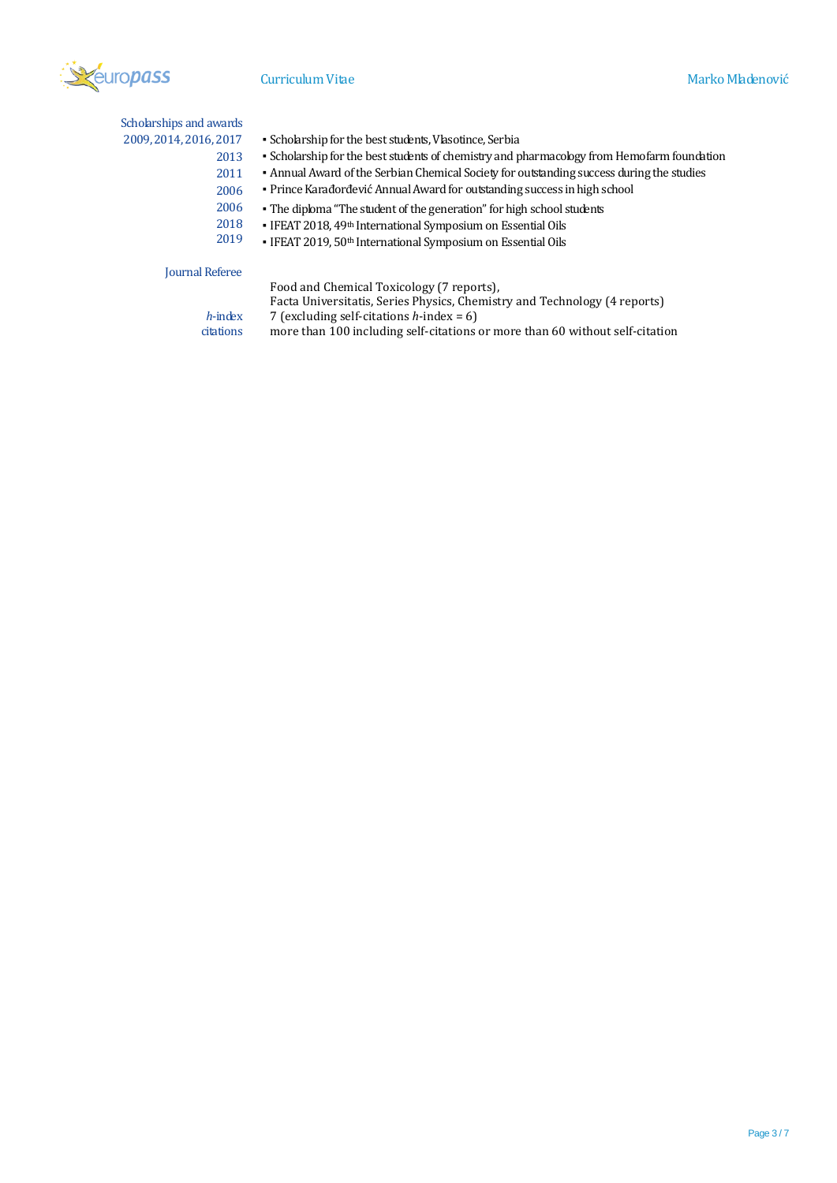## Scholarships and awards

| | |
|---|---|
| 2009, 2014, 2016, 2017 | ▪ Scholarship for the best students, Vlasotince, Serbia |
| 2013 | ▪ Scholarship for the best students of chemistry and pharmacology from Hemofarm foundation |
| 2011 | ▪ Annual Award of the Serbian Chemical Society for outstanding success during the studies |
| 2006 | ▪ Prince Karađorđević Annual Award for outstanding success in high school |
| 2006 | ▪ The diploma "The student of the generation" for high school students |
| 2018 | ▪ IFEAT 2018, 49th International Symposium on Essential Oils |
| 2019 | ▪ IFEAT 2019, 50th International Symposium on Essential Oils |

## Journal Referee

Food and Chemical Toxicology (7 reports),
Facta Universitatis, Series Physics, Chemistry and Technology (4 reports)

*h*-index: 7 (excluding self-citations *h*-index = 6)

citations: more than 100 including self-citations or more than 60 without self-citation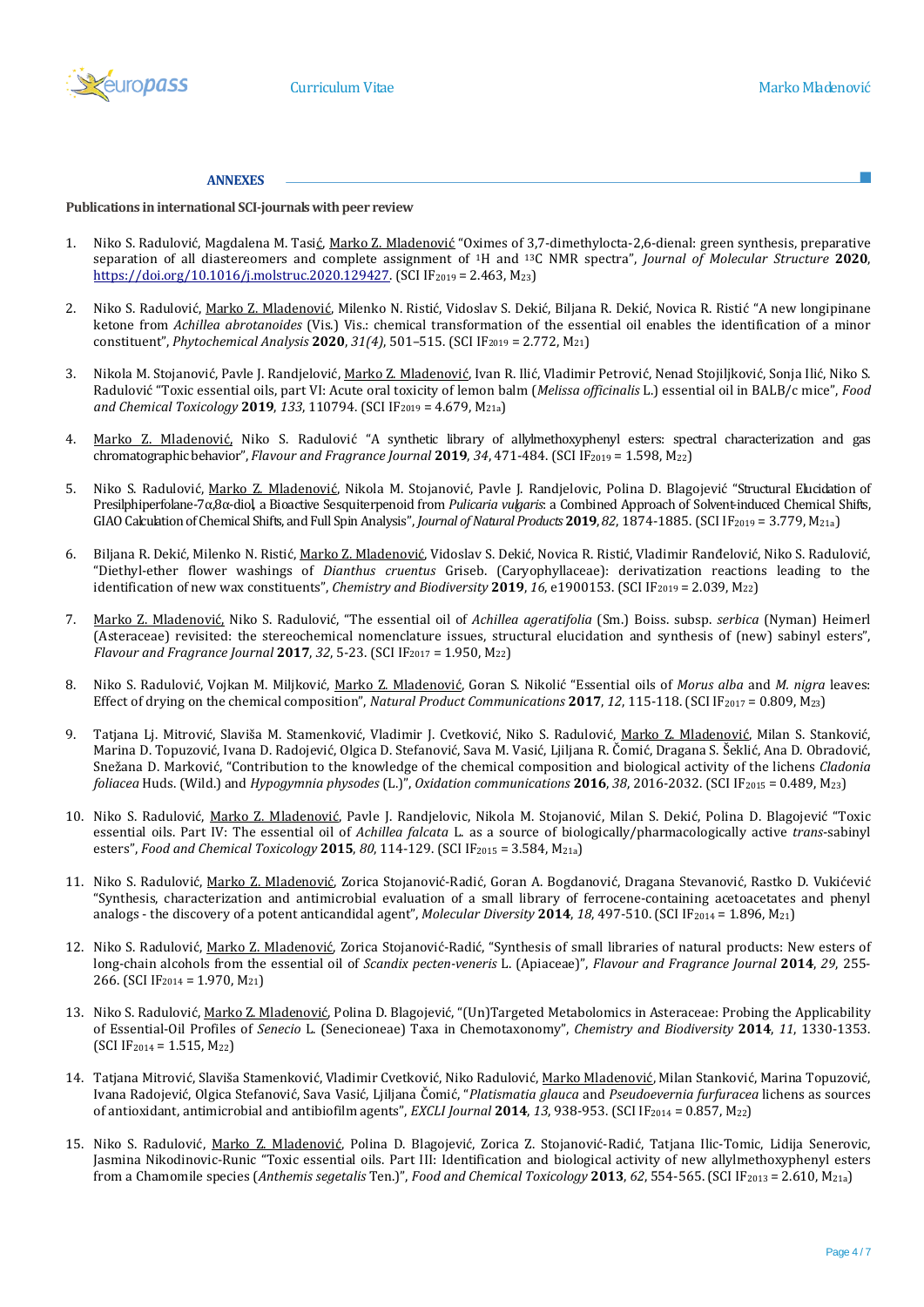**ANNEXES**

**Publications in international SCI-journals with peer review**

1. Niko S. Radulović, Magdalena M. Tasić, Marko Z. Mladenović "Oximes of 3,7-dimethylocta-2,6-dienal: green synthesis, preparative separation of all diastereomers and complete assignment of $^{1}$H and $^{13}$C NMR spectra", *Journal of Molecular Structure* **2020**, https://doi.org/10.1016/j.molstruc.2020.129427. (SCI $IF_{2019}$ = 2.463, $M_{23}$)

2. Niko S. Radulović, Marko Z. Mladenović, Milenko N. Ristić, Vidoslav S. Dekić, Biljana R. Dekić, Novica R. Ristić "A new longipinane ketone from *Achillea abrotanoides* (Vis.) Vis.: chemical transformation of the essential oil enables the identification of a minor constituent", *Phytochemical Analysis* **2020**, *31(4)*, 501–515. (SCI $IF_{2019}$ = 2.772, $M_{21}$)

3. Nikola M. Stojanović, Pavle J. Randjelović, Marko Z. Mladenović, Ivan R. Ilić, Vladimir Petrović, Nenad Stojiljković, Sonja Ilić, Niko S. Radulović "Toxic essential oils, part VI: Acute oral toxicity of lemon balm (*Melissa officinalis* L.) essential oil in BALB/c mice", *Food and Chemical Toxicology* **2019**, *133*, 110794. (SCI $IF_{2019}$ = 4.679, $M_{21a}$)

4. Marko Z. Mladenović, Niko S. Radulović "A synthetic library of allylmethoxyphenyl esters: spectral characterization and gas chromatographic behavior", *Flavour and Fragrance Journal* **2019**, *34*, 471-484. (SCI $IF_{2019}$ = 1.598, $M_{22}$)

5. Niko S. Radulović, Marko Z. Mladenović, Nikola M. Stojanović, Pavle J. Randjelovic, Polina D. Blagojević "Structural Elucidation of Presilphiperfolane-7α,8α-diol, a Bioactive Sesquiterpenoid from *Pulicaria vulgaris*: a Combined Approach of Solvent-induced Chemical Shifts, GIAO Calculation of Chemical Shifts, and Full Spin Analysis", *Journal of Natural Products* **2019**, *82*, 1874-1885. (SCI $IF_{2019}$ = 3.779, $M_{21a}$)

6. Biljana R. Dekić, Milenko N. Ristić, Marko Z. Mladenović, Vidoslav S. Dekić, Novica R. Ristić, Vladimir Ranđelović, Niko S. Radulović, "Diethyl-ether flower washings of *Dianthus cruentus* Griseb. (Caryophyllaceae): derivatization reactions leading to the identification of new wax constituents", *Chemistry and Biodiversity* **2019**, *16*, e1900153. (SCI $IF_{2019}$ = 2.039, $M_{22}$)

7. Marko Z. Mladenović, Niko S. Radulović, "The essential oil of *Achillea ageratifolia* (Sm.) Boiss. subsp. *serbica* (Nyman) Heimerl (Asteraceae) revisited: the stereochemical nomenclature issues, structural elucidation and synthesis of (new) sabinyl esters", *Flavour and Fragrance Journal* **2017**, *32*, 5-23. (SCI $IF_{2017}$ = 1.950, $M_{22}$)

8. Niko S. Radulović, Vojkan M. Miljković, Marko Z. Mladenović, Goran S. Nikolić "Essential oils of *Morus alba* and *M. nigra* leaves: Effect of drying on the chemical composition", *Natural Product Communications* **2017**, *12*, 115-118. (SCI $IF_{2017}$ = 0.809, $M_{23}$)

9. Tatjana Lj. Mitrović, Slaviša M. Stamenković, Vladimir J. Cvetković, Niko S. Radulović, Marko Z. Mladenović, Milan S. Stanković, Marina D. Topuzović, Ivana D. Radojević, Olgica D. Stefanović, Sava M. Vasić, Ljiljana R. Čomić, Dragana S. Šeklić, Ana D. Obradović, Snežana D. Marković, "Contribution to the knowledge of the chemical composition and biological activity of the lichens *Cladonia foliacea* Huds. (Wild.) and *Hypogymnia physodes* (L.)", *Oxidation communications* **2016**, *38*, 2016-2032. (SCI $IF_{2015}$ = 0.489, $M_{23}$)

10. Niko S. Radulović, Marko Z. Mladenović, Pavle J. Randjelovic, Nikola M. Stojanović, Milan S. Dekić, Polina D. Blagojević "Toxic essential oils. Part IV: The essential oil of *Achillea falcata* L. as a source of biologically/pharmacologically active *trans*-sabinyl esters", *Food and Chemical Toxicology* **2015**, *80*, 114-129. (SCI $IF_{2015}$ = 3.584, $M_{21a}$)

11. Niko S. Radulović, Marko Z. Mladenović, Zorica Stojanović-Radić, Goran A. Bogdanović, Dragana Stevanović, Rastko D. Vukićević "Synthesis, characterization and antimicrobial evaluation of a small library of ferrocene-containing acetoacetates and phenyl analogs - the discovery of a potent anticandidal agent", *Molecular Diversity* **2014**, *18*, 497-510. (SCI $IF_{2014}$ = 1.896, $M_{21}$)

12. Niko S. Radulović, Marko Z. Mladenović, Zorica Stojanović-Radić, "Synthesis of small libraries of natural products: New esters of long-chain alcohols from the essential oil of *Scandix pecten-veneris* L. (Apiaceae)", *Flavour and Fragrance Journal* **2014**, *29*, 255-266. (SCI $IF_{2014}$ = 1.970, $M_{21}$)

13. Niko S. Radulović, Marko Z. Mladenović, Polina D. Blagojević, "(Un)Targeted Metabolomics in Asteraceae: Probing the Applicability of Essential-Oil Profiles of *Senecio* L. (Senecioneae) Taxa in Chemotaxonomy", *Chemistry and Biodiversity* **2014**, *11*, 1330-1353. (SCI $IF_{2014}$ = 1.515, $M_{22}$)

14. Tatjana Mitrović, Slaviša Stamenković, Vladimir Cvetković, Niko Radulović, Marko Mladenović, Milan Stanković, Marina Topuzović, Ivana Radojević, Olgica Stefanović, Sava Vasić, Ljiljana Čomić, "*Platismatia glauca* and *Pseudoevernia furfuracea* lichens as sources of antioxidant, antimicrobial and antibiofilm agents", *EXCLI Journal* **2014**, *13*, 938-953. (SCI $IF_{2014}$ = 0.857, $M_{22}$)

15. Niko S. Radulović, Marko Z. Mladenović, Polina D. Blagojević, Zorica Z. Stojanović-Radić, Tatjana Ilic-Tomic, Lidija Senerovic, Jasmina Nikodinovic-Runic "Toxic essential oils. Part III: Identification and biological activity of new allylmethoxyphenyl esters from a Chamomile species (*Anthemis segetalis* Ten.)", *Food and Chemical Toxicology* **2013**, *62*, 554-565. (SCI $IF_{2013}$ = 2.610, $M_{21a}$)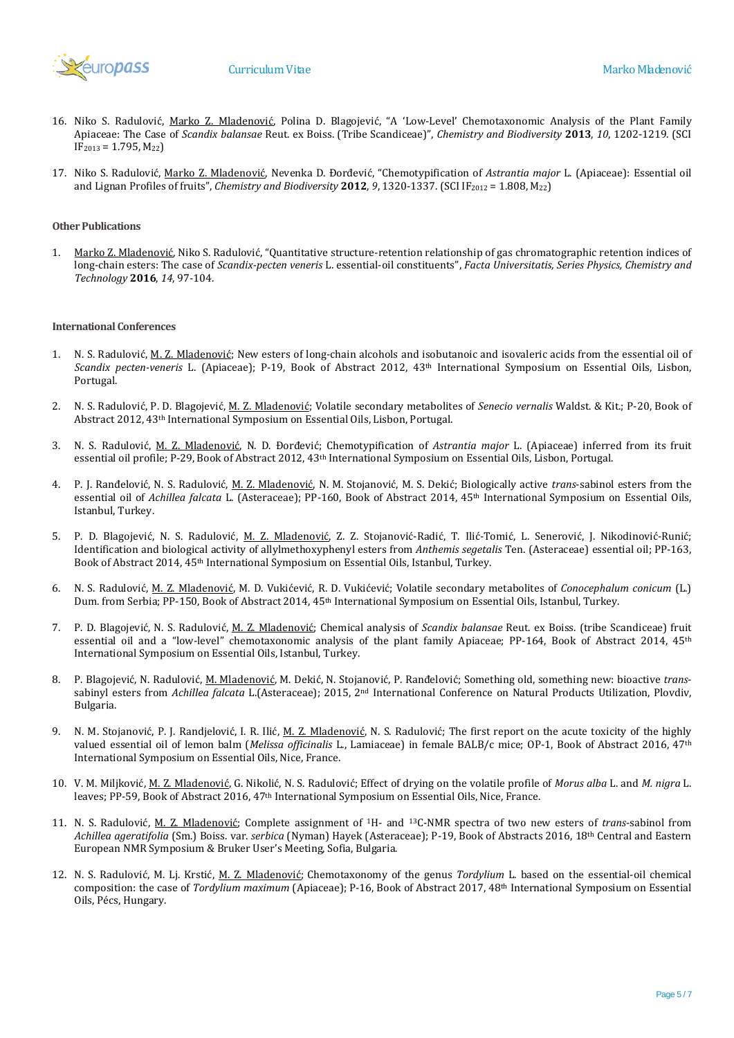16. Niko S. Radulović, <u>Marko Z. Mladenović</u>, Polina D. Blagojević, "A 'Low-Level' Chemotaxonomic Analysis of the Plant Family Apiaceae: The Case of *Scandix balansae* Reut. ex Boiss. (Tribe Scandiceae)", *Chemistry and Biodiversity* **2013**, *10*, 1202-1219. (SCI $IF_{2013}$ = 1.795, $M_{22}$)

17. Niko S. Radulović, <u>Marko Z. Mladenović</u>, Nevenka D. Đorđević, "Chemotypification of *Astrantia major* L. (Apiaceae): Essential oil and Lignan Profiles of fruits", *Chemistry and Biodiversity* **2012**, *9*, 1320-1337. (SCI $IF_{2012}$ = 1.808, $M_{22}$)

#### Other Publications

1. <u>Marko Z. Mladenović</u>, Niko S. Radulović, "Quantitative structure-retention relationship of gas chromatographic retention indices of long-chain esters: The case of *Scandix-pecten veneris* L. essential-oil constituents", *Facta Universitatis, Series Physics, Chemistry and Technology* **2016**, *14*, 97-104.

#### International Conferences

1. N. S. Radulović, <u>M. Z. Mladenović</u>; New esters of long-chain alcohols and isobutanoic and isovaleric acids from the essential oil of *Scandix pecten-veneris* L. (Apiaceae); P-19, Book of Abstract 2012, 43th International Symposium on Essential Oils, Lisbon, Portugal.

2. N. S. Radulović, P. D. Blagojević, <u>M. Z. Mladenović</u>; Volatile secondary metabolites of *Senecio vernalis* Waldst. & Kit.; P-20, Book of Abstract 2012, 43th International Symposium on Essential Oils, Lisbon, Portugal.

3. N. S. Radulović, <u>M. Z. Mladenović</u>, N. D. Đorđević; Chemotypification of *Astrantia major* L. (Apiaceae) inferred from its fruit essential oil profile; P-29, Book of Abstract 2012, 43th International Symposium on Essential Oils, Lisbon, Portugal.

4. P. J. Ranđelović, N. S. Radulović, <u>M. Z. Mladenović</u>, N. M. Stojanović, M. S. Dekić; Biologically active *trans*-sabinol esters from the essential oil of *Achillea falcata* L. (Asteraceae); PP-160, Book of Abstract 2014, 45th International Symposium on Essential Oils, Istanbul, Turkey.

5. P. D. Blagojević, N. S. Radulović, <u>M. Z. Mladenović</u>, Z. Z. Stojanović-Radić, T. Ilić-Tomić, L. Senerović, J. Nikodinović-Runić; Identification and biological activity of allylmethoxyphenyl esters from *Anthemis segetalis* Ten. (Asteraceae) essential oil; PP-163, Book of Abstract 2014, 45th International Symposium on Essential Oils, Istanbul, Turkey.

6. N. S. Radulović, <u>M. Z. Mladenović</u>, M. D. Vukićević, R. D. Vukićević; Volatile secondary metabolites of *Conocephalum conicum* (L.) Dum. from Serbia; PP-150, Book of Abstract 2014, 45th International Symposium on Essential Oils, Istanbul, Turkey.

7. P. D. Blagojević, N. S. Radulović, <u>M. Z. Mladenović</u>; Chemical analysis of *Scandix balansae* Reut. ex Boiss. (tribe Scandiceae) fruit essential oil and a "low-level" chemotaxonomic analysis of the plant family Apiaceae; PP-164, Book of Abstract 2014, 45th International Symposium on Essential Oils, Istanbul, Turkey.

8. P. Blagojević, N. Radulović, <u>M. Mladenović</u>, M. Dekić, N. Stojanović, P. Ranđelović; Something old, something new: bioactive *trans*-sabinyl esters from *Achillea falcata* L.(Asteraceae); 2015, 2nd International Conference on Natural Products Utilization, Plovdiv, Bulgaria.

9. N. M. Stojanović, P. J. Randjelović, I. R. Ilić, <u>M. Z. Mladenović</u>, N. S. Radulović; The first report on the acute toxicity of the highly valued essential oil of lemon balm (*Melissa officinalis* L., Lamiaceae) in female BALB/c mice; OP-1, Book of Abstract 2016, 47th International Symposium on Essential Oils, Nice, France.

10. V. M. Miljković, <u>M. Z. Mladenović</u>, G. Nikolić, N. S. Radulović; Effect of drying on the volatile profile of *Morus alba* L. and *M. nigra* L. leaves; PP-59, Book of Abstract 2016, 47th International Symposium on Essential Oils, Nice, France.

11. N. S. Radulović, <u>M. Z. Mladenović</u>; Complete assignment of $^{1}$H- and $^{13}$C-NMR spectra of two new esters of *trans*-sabinol from *Achillea ageratifolia* (Sm.) Boiss. var. *serbica* (Nyman) Hayek (Asteraceae); P-19, Book of Abstracts 2016, 18th Central and Eastern European NMR Symposium & Bruker User's Meeting, Sofia, Bulgaria.

12. N. S. Radulović, M. Lj. Krstić, <u>M. Z. Mladenović</u>; Chemotaxonomy of the genus *Tordylium* L. based on the essential-oil chemical composition: the case of *Tordylium maximum* (Apiaceae); P-16, Book of Abstract 2017, 48th International Symposium on Essential Oils, Pécs, Hungary.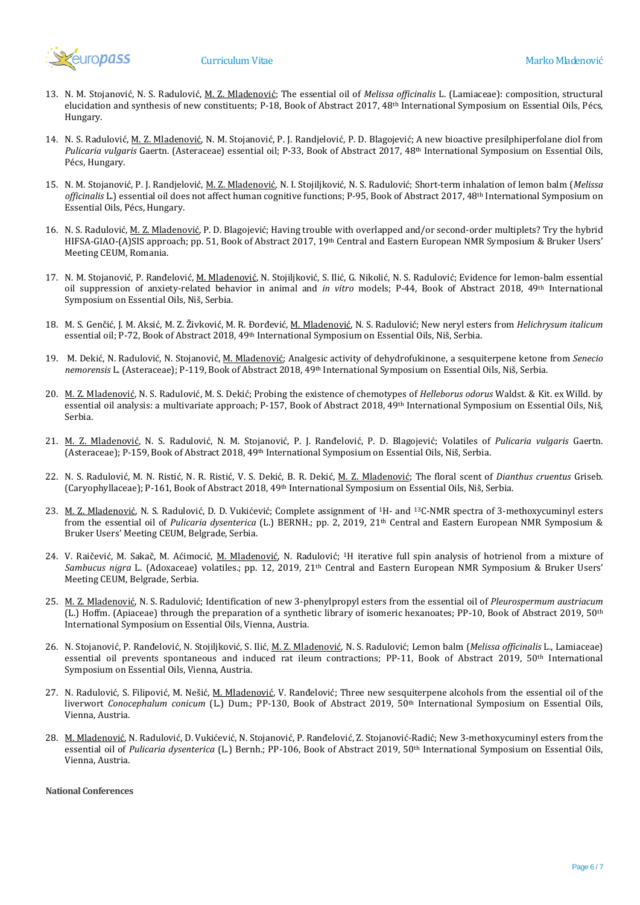13. N. M. Stojanović, N. S. Radulović, M. Z. Mladenović; The essential oil of *Melissa officinalis* L. (Lamiaceae): composition, structural elucidation and synthesis of new constituents; P-18, Book of Abstract 2017, 48th International Symposium on Essential Oils, Pécs, Hungary.

14. N. S. Radulović, M. Z. Mladenović, N. M. Stojanović, P. J. Randjelović, P. D. Blagojević; A new bioactive presilphiperfolane diol from *Pulicaria vulgaris* Gaertn. (Asteraceae) essential oil; P-33, Book of Abstract 2017, 48th International Symposium on Essential Oils, Pécs, Hungary.

15. N. M. Stojanović, P. J. Randjelović, M. Z. Mladenović, N. I. Stojiljković, N. S. Radulović; Short-term inhalation of lemon balm (*Melissa officinalis* L.) essential oil does not affect human cognitive functions; P-95, Book of Abstract 2017, 48th International Symposium on Essential Oils, Pécs, Hungary.

16. N. S. Radulović, M. Z. Mladenović, P. D. Blagojević; Having trouble with overlapped and/or second-order multiplets? Try the hybrid HIFSA-GIAO-(A)SIS approach; pp. 51, Book of Abstract 2017, 19th Central and Eastern European NMR Symposium & Bruker Users' Meeting CEUM, Romania.

17. N. M. Stojanović, P. Ranđelović, M. Mladenović, N. Stojiljković, S. Ilić, G. Nikolić, N. S. Radulović; Evidence for lemon-balm essential oil suppression of anxiety-related behavior in animal and *in vitro* models; P-44, Book of Abstract 2018, 49th International Symposium on Essential Oils, Niš, Serbia.

18. M. S. Genčić, J. M. Aksić, M. Z. Živković, M. R. Đorđević, M. Mladenović, N. S. Radulović; New neryl esters from *Helichrysum italicum* essential oil; P-72, Book of Abstract 2018, 49th International Symposium on Essential Oils, Niš, Serbia.

19. M. Dekić, N. Radulović, N. Stojanović, M. Mladenović; Analgesic activity of dehydrofukinone, a sesquiterpene ketone from *Senecio nemorensis* L. (Asteraceae); P-119, Book of Abstract 2018, 49th International Symposium on Essential Oils, Niš, Serbia.

20. M. Z. Mladenović, N. S. Radulović, M. S. Dekić; Probing the existence of chemotypes of *Helleborus odorus* Waldst. & Kit. ex Willd. by essential oil analysis: a multivariate approach; P-157, Book of Abstract 2018, 49th International Symposium on Essential Oils, Niš, Serbia.

21. M. Z. Mladenović, N. S. Radulović, N. M. Stojanović, P. J. Ranđelović, P. D. Blagojević; Volatiles of *Pulicaria vulgaris* Gaertn. (Asteraceae); P-159, Book of Abstract 2018, 49th International Symposium on Essential Oils, Niš, Serbia.

22. N. S. Radulović, M. N. Ristić, N. R. Ristić, V. S. Dekić, B. R. Dekić, M. Z. Mladenović; The floral scent of *Dianthus cruentus* Griseb. (Caryophyllaceae); P-161, Book of Abstract 2018, 49th International Symposium on Essential Oils, Niš, Serbia.

23. M. Z. Mladenović, N. S. Radulović, D. D. Vukićević; Complete assignment of $^{1}$H- and $^{13}$C-NMR spectra of 3-methoxycuminyl esters from the essential oil of *Pulicaria dysenterica* (L.) BERNH.; pp. 2, 2019, 21st Central and Eastern European NMR Symposium & Bruker Users' Meeting CEUM, Belgrade, Serbia.

24. V. Raičević, M. Sakač, M. Aćimocić, M. Mladenović, N. Radulović; $^{1}$H iterative full spin analysis of hotrienol from a mixture of *Sambucus nigra* L. (Adoxaceae) volatiles.; pp. 12, 2019, 21st Central and Eastern European NMR Symposium & Bruker Users' Meeting CEUM, Belgrade, Serbia.

25. M. Z. Mladenović, N. S. Radulović; Identification of new 3-phenylpropyl esters from the essential oil of *Pleurospermum austriacum* (L.) Hoffm. (Apiaceae) through the preparation of a synthetic library of isomeric hexanoates; PP-10, Book of Abstract 2019, 50th International Symposium on Essential Oils, Vienna, Austria.

26. N. Stojanović, P. Ranđelović, N. Stojiljković, S. Ilić, M. Z. Mladenović, N. S. Radulović; Lemon balm (*Melissa officinalis* L., Lamiaceae) essential oil prevents spontaneous and induced rat ileum contractions; PP-11, Book of Abstract 2019, 50th International Symposium on Essential Oils, Vienna, Austria.

27. N. Radulović, S. Filipović, M. Nešić, M. Mladenović, V. Ranđelović; Three new sesquiterpene alcohols from the essential oil of the liverwort *Conocephalum conicum* (L.) Dum.; PP-130, Book of Abstract 2019, 50th International Symposium on Essential Oils, Vienna, Austria.

28. M. Mladenović, N. Radulović, D. Vukićević, N. Stojanović, P. Ranđelović, Z. Stojanović-Radić; New 3-methoxycuminyl esters from the essential oil of *Pulicaria dysenterica* (L.) Bernh.; PP-106, Book of Abstract 2019, 50th International Symposium on Essential Oils, Vienna, Austria.

**National Conferences**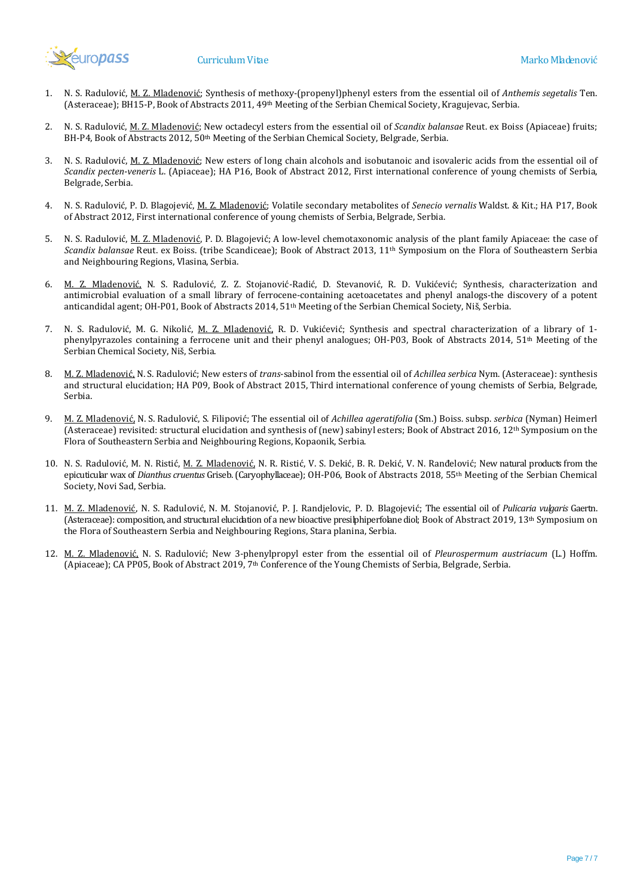1. N. S. Radulović, <u>M. Z. Mladenović</u>; Synthesis of methoxy-(propenyl)phenyl esters from the essential oil of *Anthemis segetalis* Ten. (Asteraceae); BH15-P, Book of Abstracts 2011, 49th Meeting of the Serbian Chemical Society, Kragujevac, Serbia.

2. N. S. Radulović, <u>M. Z. Mladenović</u>; New octadecyl esters from the essential oil of *Scandix balansae* Reut. ex Boiss (Apiaceae) fruits; BH-P4, Book of Abstracts 2012, 50th Meeting of the Serbian Chemical Society, Belgrade, Serbia.

3. N. S. Radulović, <u>M. Z. Mladenović</u>; New esters of long chain alcohols and isobutanoic and isovaleric acids from the essential oil of *Scandix pecten-veneris* L. (Apiaceae); HA P16, Book of Abstract 2012, First international conference of young chemists of Serbia, Belgrade, Serbia.

4. N. S. Radulović, P. D. Blagojević, <u>M. Z. Mladenović</u>; Volatile secondary metabolites of *Senecio vernalis* Waldst. & Kit.; HA P17, Book of Abstract 2012, First international conference of young chemists of Serbia, Belgrade, Serbia.

5. N. S. Radulović, <u>M. Z. Mladenović</u>, P. D. Blagojević; A low-level chemotaxonomic analysis of the plant family Apiaceae: the case of *Scandix balansae* Reut. ex Boiss. (tribe Scandiceae); Book of Abstract 2013, 11th Symposium on the Flora of Southeastern Serbia and Neighbouring Regions, Vlasina, Serbia.

6. <u>M. Z. Mladenović</u>, N. S. Radulović, Z. Z. Stojanović-Radić, D. Stevanović, R. D. Vukićević; Synthesis, characterization and antimicrobial evaluation of a small library of ferrocene-containing acetoacetates and phenyl analogs-the discovery of a potent anticandidal agent; OH-P01, Book of Abstracts 2014, 51th Meeting of the Serbian Chemical Society, Niš, Serbia.

7. N. S. Radulović, M. G. Nikolić, <u>M. Z. Mladenović</u>, R. D. Vukićević; Synthesis and spectral characterization of a library of 1-phenylpyrazoles containing a ferrocene unit and their phenyl analogues; OH-P03, Book of Abstracts 2014, 51th Meeting of the Serbian Chemical Society, Niš, Serbia.

8. <u>M. Z. Mladenović</u>, N. S. Radulović; New esters of *trans*-sabinol from the essential oil of *Achillea serbica* Nym. (Asteraceae): synthesis and structural elucidation; HA P09, Book of Abstract 2015, Third international conference of young chemists of Serbia, Belgrade, Serbia.

9. <u>M. Z. Mladenović</u>, N. S. Radulović, S. Filipović; The essential oil of *Achillea ageratifolia* (Sm.) Boiss. subsp. *serbica* (Nyman) Heimerl (Asteraceae) revisited: structural elucidation and synthesis of (new) sabinyl esters; Book of Abstract 2016, 12th Symposium on the Flora of Southeastern Serbia and Neighbouring Regions, Kopaonik, Serbia.

10. N. S. Radulović, M. N. Ristić, <u>M. Z. Mladenović</u>, N. R. Ristić, V. S. Dekić, B. R. Dekić, V. N. Ranđelović; New natural products from the epicuticular wax of *Dianthus cruentus* Griseb. (Caryophyllaceae); OH-P06, Book of Abstracts 2018, 55th Meeting of the Serbian Chemical Society, Novi Sad, Serbia.

11. <u>M. Z. Mladenović</u>, N. S. Radulović, N. M. Stojanović, P. J. Randjelovic, P. D. Blagojević; The essential oil of *Pulicaria vulgaris* Gaertn. (Asteraceae): composition, and structural elucidation of a new bioactive presilphiperfolane diol; Book of Abstract 2019, 13th Symposium on the Flora of Southeastern Serbia and Neighbouring Regions, Stara planina, Serbia.

12. <u>M. Z. Mladenović</u>, N. S. Radulović; New 3-phenylpropyl ester from the essential oil of *Pleurospermum austriacum* (L.) Hoffm. (Apiaceae); CA PP05, Book of Abstract 2019, 7th Conference of the Young Chemists of Serbia, Belgrade, Serbia.